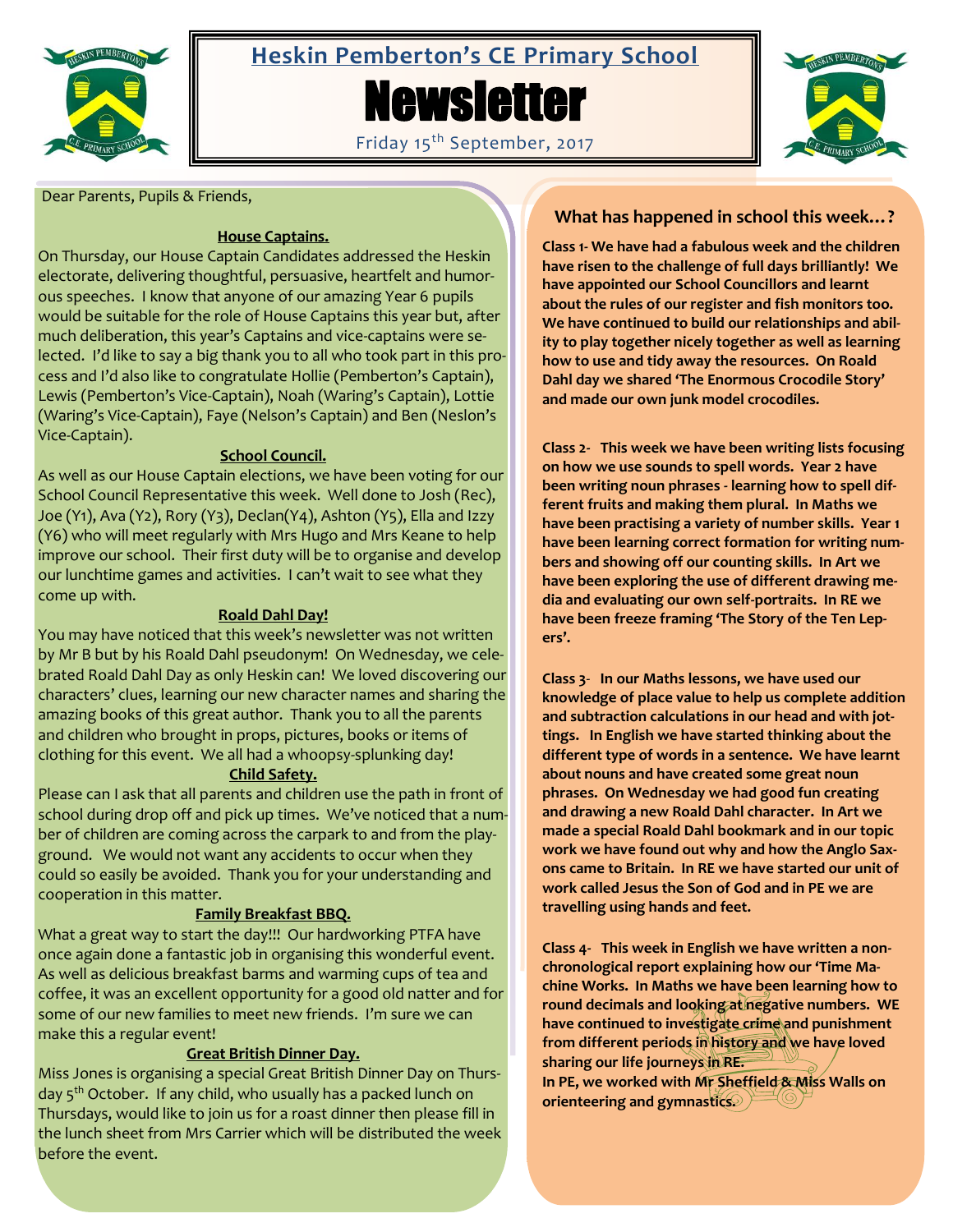# Heskin Pemberton's CE Primary School

# Newsletter

Friday 15th September, 2017

Dear Parents, Pupils & Friends,

### House Captains.

On Thursday, our House Captain Candidates addressed the Heskin electorate, delivering thoughtful, persuasive, heartfelt and humorous speeches. I know that anyone of our amazing Year 6 pupils would be suitable for the role of House Captains this year but, after much deliberation, this year's Captains and vice-captains were selected. I'd like to say a big thank you to all who took part in this process and I'd also like to congratulate Hollie (Pemberton's Captain), Lewis (Pemberton's Vice-Captain), Noah (Waring's Captain), Lottie (Waring's Vice-Captain), Faye (Nelson's Captain) and Ben (Neslon's Vice-Captain).

### School Council.

As well as our House Captain elections, we have been voting for our School Council Representative this week. Well done to Josh (Rec), Joe (Y1), Ava (Y2), Rory (Y3), Declan(Y4), Ashton (Y5), Ella and Izzy (Y6) who will meet regularly with Mrs Hugo and Mrs Keane to help improve our school. Their first duty will be to organise and develop our lunchtime games and activities. I can't wait to see what they come up with.

### Roald Dahl Day!

You may have noticed that this week's newsletter was not written by Mr B but by his Roald Dahl pseudonym! On Wednesday, we celebrated Roald Dahl Day as only Heskin can! We loved discovering our characters' clues, learning our new character names and sharing the amazing books of this great author. Thank you to all the parents and children who brought in props, pictures, books or items of clothing for this event. We all had a whoopsy-splunking day!

### Child Safety.

Please can I ask that all parents and children use the path in front of school during drop off and pick up times. We've noticed that a number of children are coming across the carpark to and from the playground. We would not want any accidents to occur when they could so easily be avoided. Thank you for your understanding and cooperation in this matter.

### Family Breakfast BBQ.

What a great way to start the day!!! Our hardworking PTFA have once again done a fantastic job in organising this wonderful event. As well as delicious breakfast barms and warming cups of tea and coffee, it was an excellent opportunity for a good old natter and for some of our new families to meet new friends. I'm sure we can make this a regular event!

### Great British Dinner Day.

Miss Jones is organising a special Great British Dinner Day on Thursday 5th October. If any child, who usually has a packed lunch on Thursdays, would like to join us for a roast dinner then please fill in the lunch sheet from Mrs Carrier which will be distributed the week before the event.

## What has happened in school this week…?

**Class 1- We have had a fabulous week and the children have risen to the challenge of full days brilliantly! We have appointed our School Councillors and learnt about the rules of our register and fish monitors too. We have continued to build our relationships and ability to play together nicely together as well as learning how to use and tidy away the resources. On Roald Dahl day we shared 'The Enormous Crocodile Story' and made our own junk model crocodiles.**

**Class 2- This week we have been writing lists focusing on how we use sounds to spell words. Year 2 have been writing noun phrases - learning how to spell different fruits and making them plural. In Maths we have been practising a variety of number skills. Year 1 have been learning correct formation for writing numbers and showing off our counting skills. In Art we have been exploring the use of different drawing media and evaluating our own self-portraits. In RE we have been freeze framing 'The Story of the Ten Lepers'.**

**Class 3- In our Maths lessons, we have used our knowledge of place value to help us complete addition and subtraction calculations in our head and with jottings. In English we have started thinking about the different type of words in a sentence. We have learnt about nouns and have created some great noun phrases. On Wednesday we had good fun creating and drawing a new Roald Dahl character. In Art we made a special Roald Dahl bookmark and in our topic work we have found out why and how the Anglo Saxons came to Britain. In RE we have started our unit of work called Jesus the Son of God and in PE we are travelling using hands and feet.**

**Class 4- This week in English we have written a non-chronological report explaining how our 'Time Machine Works. In Maths we have been learning how to round decimals and looking at negative numbers. WE have continued to investigate crime and punishment from different periods in history and we have loved sharing our life journeys in RE.**
**In PE, we worked with Mr Sheffield & Miss Walls on orienteering and gymnastics.**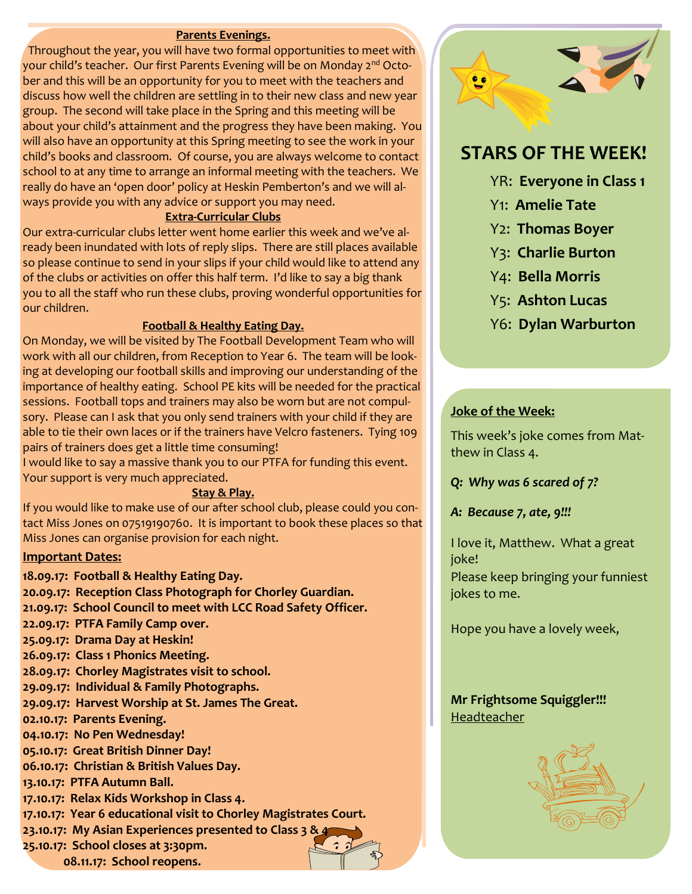### Parents Evenings.

Throughout the year, you will have two formal opportunities to meet with your child's teacher. Our first Parents Evening will be on Monday 2nd October and this will be an opportunity for you to meet with the teachers and discuss how well the children are settling in to their new class and new year group. The second will take place in the Spring and this meeting will be about your child's attainment and the progress they have been making. You will also have an opportunity at this Spring meeting to see the work in your child's books and classroom. Of course, you are always welcome to contact school to at any time to arrange an informal meeting with the teachers. We really do have an 'open door' policy at Heskin Pemberton's and we will always provide you with any advice or support you may need.

### Extra-Curricular Clubs

Our extra-curricular clubs letter went home earlier this week and we've already been inundated with lots of reply slips. There are still places available so please continue to send in your slips if your child would like to attend any of the clubs or activities on offer this half term. I'd like to say a big thank you to all the staff who run these clubs, proving wonderful opportunities for our children.

### Football & Healthy Eating Day.

On Monday, we will be visited by The Football Development Team who will work with all our children, from Reception to Year 6. The team will be looking at developing our football skills and improving our understanding of the importance of healthy eating. School PE kits will be needed for the practical sessions. Football tops and trainers may also be worn but are not compulsory. Please can I ask that you only send trainers with your child if they are able to tie their own laces or if the trainers have Velcro fasteners. Tying 109 pairs of trainers does get a little time consuming!

I would like to say a massive thank you to our PTFA for funding this event. Your support is very much appreciated.

### Stay & Play.

If you would like to make use of our after school club, please could you contact Miss Jones on 07519190760. It is important to book these places so that Miss Jones can organise provision for each night.

### Important Dates:

**18.09.17: Football & Healthy Eating Day.**
**20.09.17: Reception Class Photograph for Chorley Guardian.**
**21.09.17: School Council to meet with LCC Road Safety Officer.**
**22.09.17: PTFA Family Camp over.**
**25.09.17: Drama Day at Heskin!**
**26.09.17: Class 1 Phonics Meeting.**
**28.09.17: Chorley Magistrates visit to school.**
**29.09.17: Individual & Family Photographs.**
**29.09.17: Harvest Worship at St. James The Great.**
**02.10.17: Parents Evening.**
**04.10.17: No Pen Wednesday!**
**05.10.17: Great British Dinner Day!**
**06.10.17: Christian & British Values Day.**
**13.10.17: PTFA Autumn Ball.**
**17.10.17: Relax Kids Workshop in Class 4.**
**17.10.17: Year 6 educational visit to Chorley Magistrates Court.**
**23.10.17: My Asian Experiences presented to Class 3 & 4**
**25.10.17: School closes at 3:30pm.**
**08.11.17: School reopens.**

## STARS OF THE WEEK!

YR: **Everyone in Class 1**
Y1: **Amelie Tate**
Y2: **Thomas Boyer**
Y3: **Charlie Burton**
Y4: **Bella Morris**
Y5: **Ashton Lucas**
Y6: **Dylan Warburton**

### Joke of the Week:

This week's joke comes from Matthew in Class 4.

***Q: Why was 6 scared of 7?***

***A: Because 7, ate, 9!!!***

I love it, Matthew. What a great joke!
Please keep bringing your funniest jokes to me.

Hope you have a lovely week,

**Mr Frightsome Squiggler!!!**
Headteacher